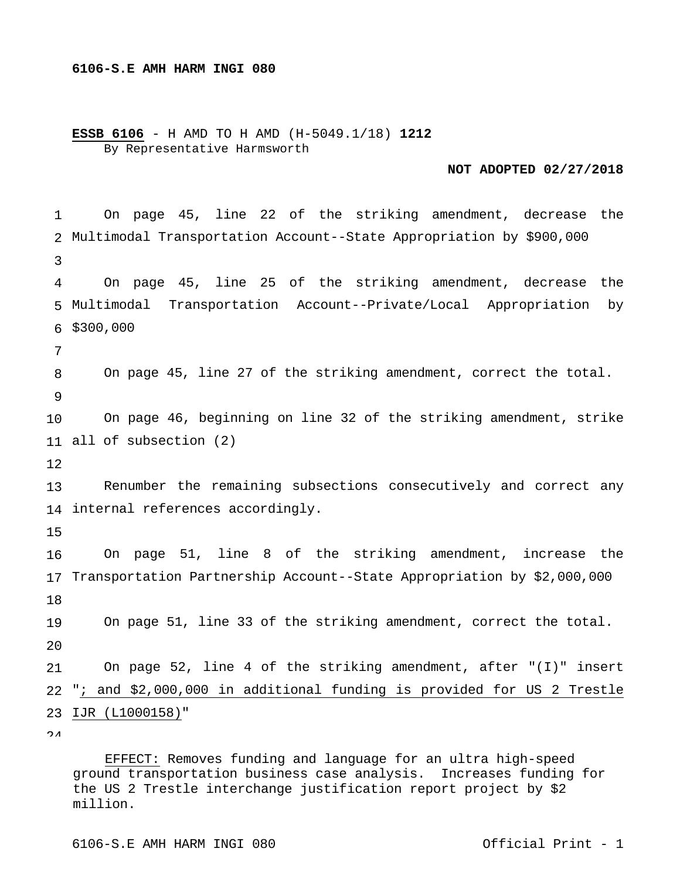**6106-S.E AMH HARM INGI 080**

**ESSB 6106** - H AMD TO H AMD (H-5049.1/18) **1212**
By Representative Harmsworth

**NOT ADOPTED 02/27/2018**

On page 45, line 22 of the striking amendment, decrease the Multimodal Transportation Account--State Appropriation by $900,000

On page 45, line 25 of the striking amendment, decrease the Multimodal Transportation Account--Private/Local Appropriation by $300,000

On page 45, line 27 of the striking amendment, correct the total.

On page 46, beginning on line 32 of the striking amendment, strike all of subsection (2)

Renumber the remaining subsections consecutively and correct any internal references accordingly.

On page 51, line 8 of the striking amendment, increase the Transportation Partnership Account--State Appropriation by $2,000,000

On page 51, line 33 of the striking amendment, correct the total.

On page 52, line 4 of the striking amendment, after "(I)" insert "; and $2,000,000 in additional funding is provided for US 2 Trestle IJR (L1000158)"

EFFECT: Removes funding and language for an ultra high-speed ground transportation business case analysis. Increases funding for the US 2 Trestle interchange justification report project by $2 million.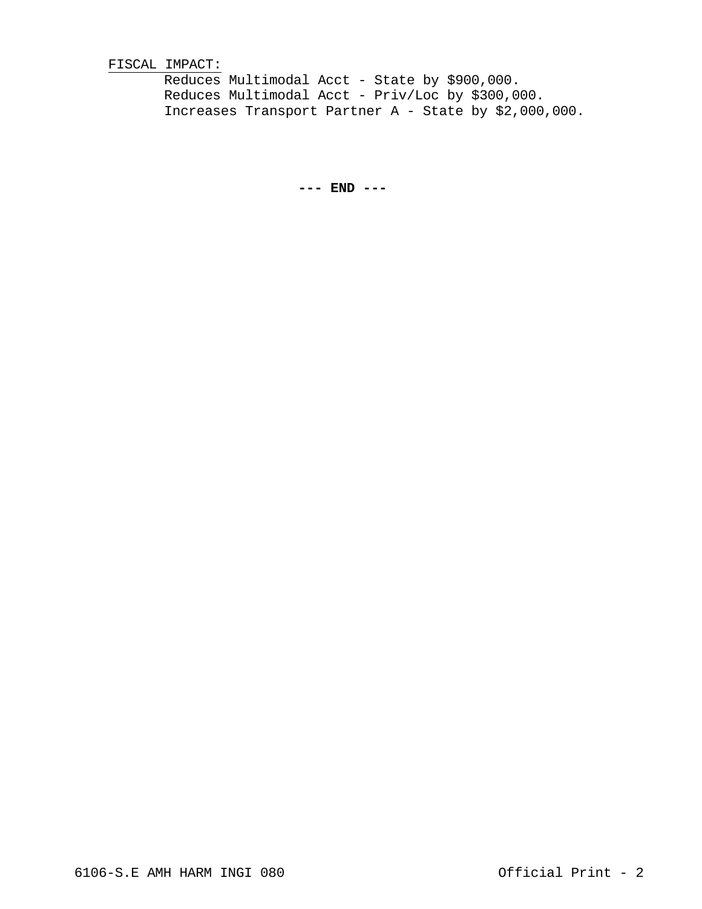FISCAL IMPACT:

Reduces Multimodal Acct - State by $900,000.
Reduces Multimodal Acct - Priv/Loc by $300,000.
Increases Transport Partner A - State by $2,000,000.

**--- END ---**